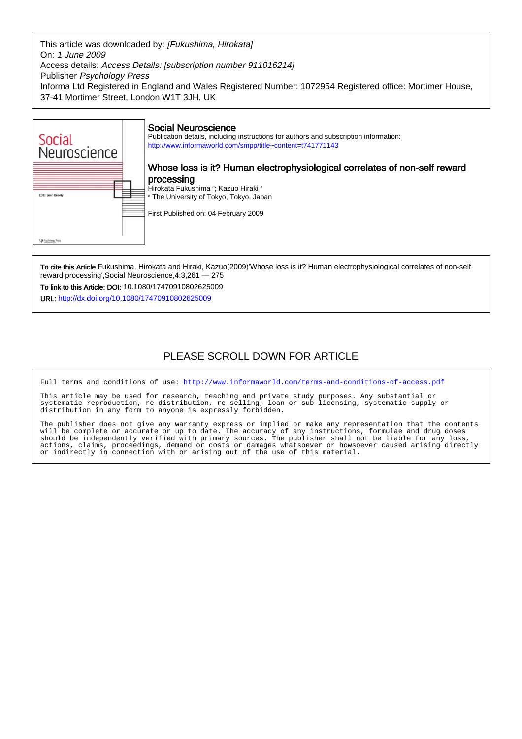This article was downloaded by: *[Fukushima, Hirokata]*
On: *1 June 2009*
Access details: *Access Details: [subscription number 911016214]*
Publisher *Psychology Press*
Informa Ltd Registered in England and Wales Registered Number: 1072954 Registered office: Mortimer House, 37-41 Mortimer Street, London W1T 3JH, UK

## Social Neuroscience

Publication details, including instructions for authors and subscription information:
http://www.informaworld.com/smpp/title~content=t741771143

# Whose loss is it? Human electrophysiological correlates of non-self reward processing

Hirokata Fukushima [a]; Kazuo Hiraki [a]
[a] The University of Tokyo, Tokyo, Japan

First Published on: 04 February 2009

**To cite this Article** Fukushima, Hirokata and Hiraki, Kazuo(2009)'Whose loss is it? Human electrophysiological correlates of non-self reward processing',Social Neuroscience,4:3,261 — 275

**To link to this Article: DOI:** 10.1080/17470910802625009

**URL:** http://dx.doi.org/10.1080/17470910802625009

PLEASE SCROLL DOWN FOR ARTICLE

Full terms and conditions of use: http://www.informaworld.com/terms-and-conditions-of-access.pdf

This article may be used for research, teaching and private study purposes. Any substantial or systematic reproduction, re-distribution, re-selling, loan or sub-licensing, systematic supply or distribution in any form to anyone is expressly forbidden.

The publisher does not give any warranty express or implied or make any representation that the contents will be complete or accurate or up to date. The accuracy of any instructions, formulae and drug doses should be independently verified with primary sources. The publisher shall not be liable for any loss, actions, claims, proceedings, demand or costs or damages whatsoever or howsoever caused arising directly or indirectly in connection with or arising out of the use of this material.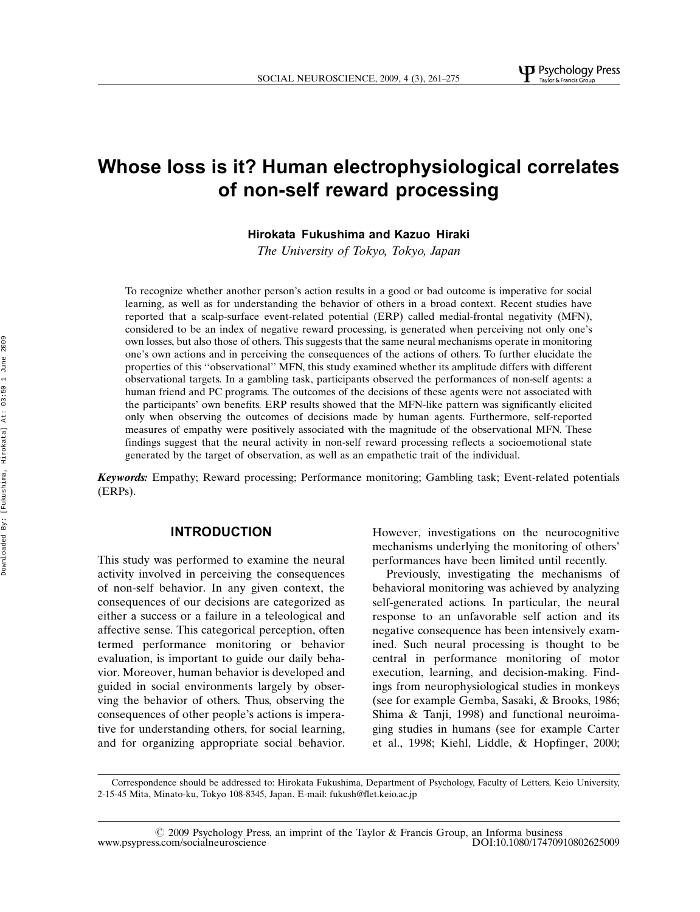# Whose loss is it? Human electrophysiological correlates of non-self reward processing

**Hirokata Fukushima and Kazuo Hiraki**

*The University of Tokyo, Tokyo, Japan*

To recognize whether another person's action results in a good or bad outcome is imperative for social learning, as well as for understanding the behavior of others in a broad context. Recent studies have reported that a scalp-surface event-related potential (ERP) called medial-frontal negativity (MFN), considered to be an index of negative reward processing, is generated when perceiving not only one's own losses, but also those of others. This suggests that the same neural mechanisms operate in monitoring one's own actions and in perceiving the consequences of the actions of others. To further elucidate the properties of this "observational" MFN, this study examined whether its amplitude differs with different observational targets. In a gambling task, participants observed the performances of non-self agents: a human friend and PC programs. The outcomes of the decisions of these agents were not associated with the participants' own benefits. ERP results showed that the MFN-like pattern was significantly elicited only when observing the outcomes of decisions made by human agents. Furthermore, self-reported measures of empathy were positively associated with the magnitude of the observational MFN. These findings suggest that the neural activity in non-self reward processing reflects a socioemotional state generated by the target of observation, as well as an empathetic trait of the individual.

***Keywords:*** Empathy; Reward processing; Performance monitoring; Gambling task; Event-related potentials (ERPs).

## INTRODUCTION

This study was performed to examine the neural activity involved in perceiving the consequences of non-self behavior. In any given context, the consequences of our decisions are categorized as either a success or a failure in a teleological and affective sense. This categorical perception, often termed performance monitoring or behavior evaluation, is important to guide our daily behavior. Moreover, human behavior is developed and guided in social environments largely by observing the behavior of others. Thus, observing the consequences of other people's actions is imperative for understanding others, for social learning, and for organizing appropriate social behavior. However, investigations on the neurocognitive mechanisms underlying the monitoring of others' performances have been limited until recently.

Previously, investigating the mechanisms of behavioral monitoring was achieved by analyzing self-generated actions. In particular, the neural response to an unfavorable self action and its negative consequence has been intensively examined. Such neural processing is thought to be central in performance monitoring of motor execution, learning, and decision-making. Findings from neurophysiological studies in monkeys (see for example Gemba, Sasaki, & Brooks, 1986; Shima & Tanji, 1998) and functional neuroimaging studies in humans (see for example Carter et al., 1998; Kiehl, Liddle, & Hopfinger, 2000;

Correspondence should be addressed to: Hirokata Fukushima, Department of Psychology, Faculty of Letters, Keio University, 2-15-45 Mita, Minato-ku, Tokyo 108-8345, Japan. E-mail: fukush@flet.keio.ac.jp

© 2009 Psychology Press, an imprint of the Taylor & Francis Group, an Informa business
www.psypress.com/socialneuroscience DOI:10.1080/17470910802625009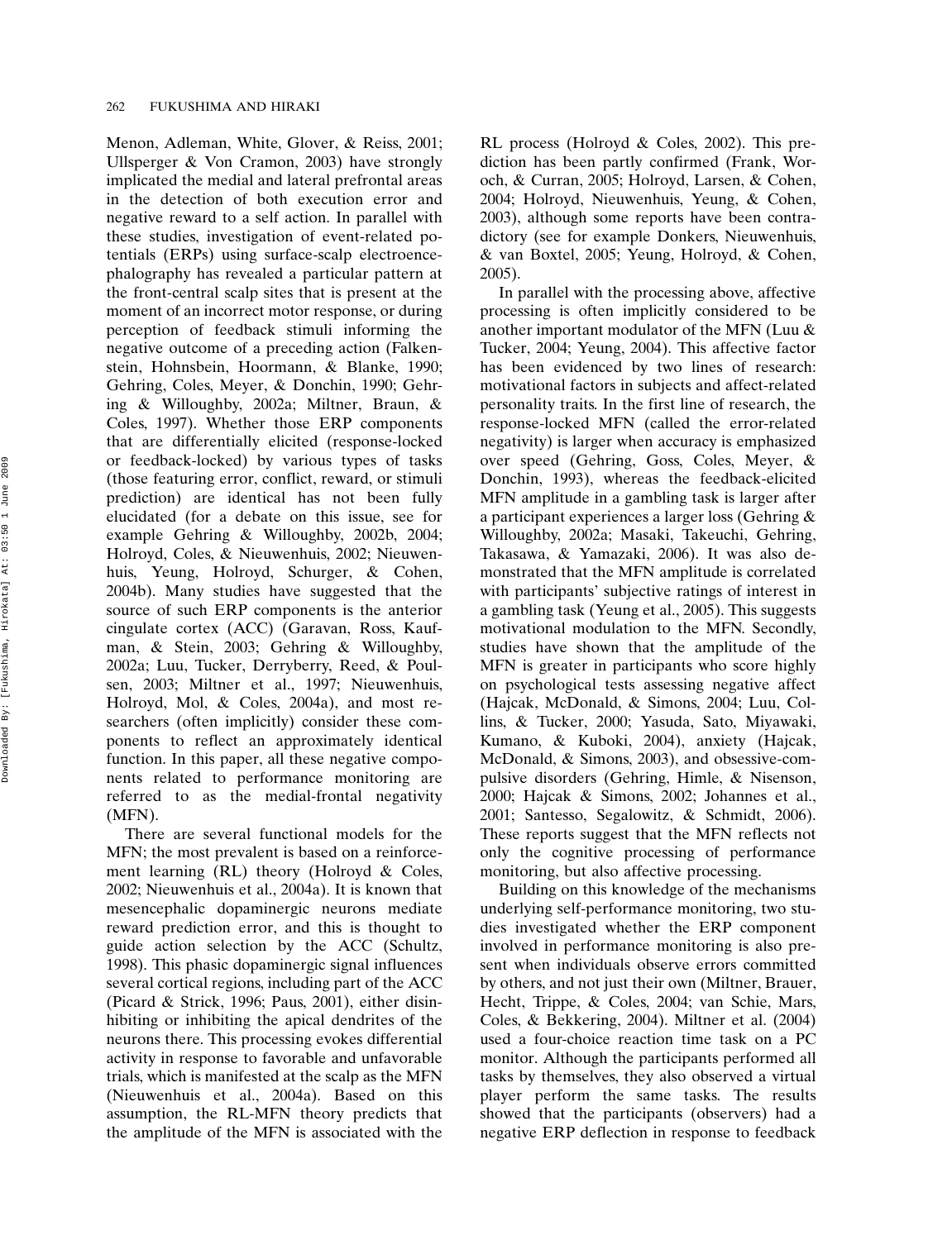Menon, Adleman, White, Glover, & Reiss, 2001; Ullsperger & Von Cramon, 2003) have strongly implicated the medial and lateral prefrontal areas in the detection of both execution error and negative reward to a self action. In parallel with these studies, investigation of event-related potentials (ERPs) using surface-scalp electroencephalography has revealed a particular pattern at the front-central scalp sites that is present at the moment of an incorrect motor response, or during perception of feedback stimuli informing the negative outcome of a preceding action (Falkenstein, Hohnsbein, Hoormann, & Blanke, 1990; Gehring, Coles, Meyer, & Donchin, 1990; Gehring & Willoughby, 2002a; Miltner, Braun, & Coles, 1997). Whether those ERP components that are differentially elicited (response-locked or feedback-locked) by various types of tasks (those featuring error, conflict, reward, or stimuli prediction) are identical has not been fully elucidated (for a debate on this issue, see for example Gehring & Willoughby, 2002b, 2004; Holroyd, Coles, & Nieuwenhuis, 2002; Nieuwenhuis, Yeung, Holroyd, Schurger, & Cohen, 2004b). Many studies have suggested that the source of such ERP components is the anterior cingulate cortex (ACC) (Garavan, Ross, Kaufman, & Stein, 2003; Gehring & Willoughby, 2002a; Luu, Tucker, Derryberry, Reed, & Poulsen, 2003; Miltner et al., 1997; Nieuwenhuis, Holroyd, Mol, & Coles, 2004a), and most researchers (often implicitly) consider these components to reflect an approximately identical function. In this paper, all these negative components related to performance monitoring are referred to as the medial-frontal negativity (MFN).

There are several functional models for the MFN; the most prevalent is based on a reinforcement learning (RL) theory (Holroyd & Coles, 2002; Nieuwenhuis et al., 2004a). It is known that mesencephalic dopaminergic neurons mediate reward prediction error, and this is thought to guide action selection by the ACC (Schultz, 1998). This phasic dopaminergic signal influences several cortical regions, including part of the ACC (Picard & Strick, 1996; Paus, 2001), either disinhibiting or inhibiting the apical dendrites of the neurons there. This processing evokes differential activity in response to favorable and unfavorable trials, which is manifested at the scalp as the MFN (Nieuwenhuis et al., 2004a). Based on this assumption, the RL-MFN theory predicts that the amplitude of the MFN is associated with the RL process (Holroyd & Coles, 2002). This prediction has been partly confirmed (Frank, Woroch, & Curran, 2005; Holroyd, Larsen, & Cohen, 2004; Holroyd, Nieuwenhuis, Yeung, & Cohen, 2003), although some reports have been contradictory (see for example Donkers, Nieuwenhuis, & van Boxtel, 2005; Yeung, Holroyd, & Cohen, 2005).

In parallel with the processing above, affective processing is often implicitly considered to be another important modulator of the MFN (Luu & Tucker, 2004; Yeung, 2004). This affective factor has been evidenced by two lines of research: motivational factors in subjects and affect-related personality traits. In the first line of research, the response-locked MFN (called the error-related negativity) is larger when accuracy is emphasized over speed (Gehring, Goss, Coles, Meyer, & Donchin, 1993), whereas the feedback-elicited MFN amplitude in a gambling task is larger after a participant experiences a larger loss (Gehring & Willoughby, 2002a; Masaki, Takeuchi, Gehring, Takasawa, & Yamazaki, 2006). It was also demonstrated that the MFN amplitude is correlated with participants' subjective ratings of interest in a gambling task (Yeung et al., 2005). This suggests motivational modulation to the MFN. Secondly, studies have shown that the amplitude of the MFN is greater in participants who score highly on psychological tests assessing negative affect (Hajcak, McDonald, & Simons, 2004; Luu, Collins, & Tucker, 2000; Yasuda, Sato, Miyawaki, Kumano, & Kuboki, 2004), anxiety (Hajcak, McDonald, & Simons, 2003), and obsessive-compulsive disorders (Gehring, Himle, & Nisenson, 2000; Hajcak & Simons, 2002; Johannes et al., 2001; Santesso, Segalowitz, & Schmidt, 2006). These reports suggest that the MFN reflects not only the cognitive processing of performance monitoring, but also affective processing.

Building on this knowledge of the mechanisms underlying self-performance monitoring, two studies investigated whether the ERP component involved in performance monitoring is also present when individuals observe errors committed by others, and not just their own (Miltner, Brauer, Hecht, Trippe, & Coles, 2004; van Schie, Mars, Coles, & Bekkering, 2004). Miltner et al. (2004) used a four-choice reaction time task on a PC monitor. Although the participants performed all tasks by themselves, they also observed a virtual player perform the same tasks. The results showed that the participants (observers) had a negative ERP deflection in response to feedback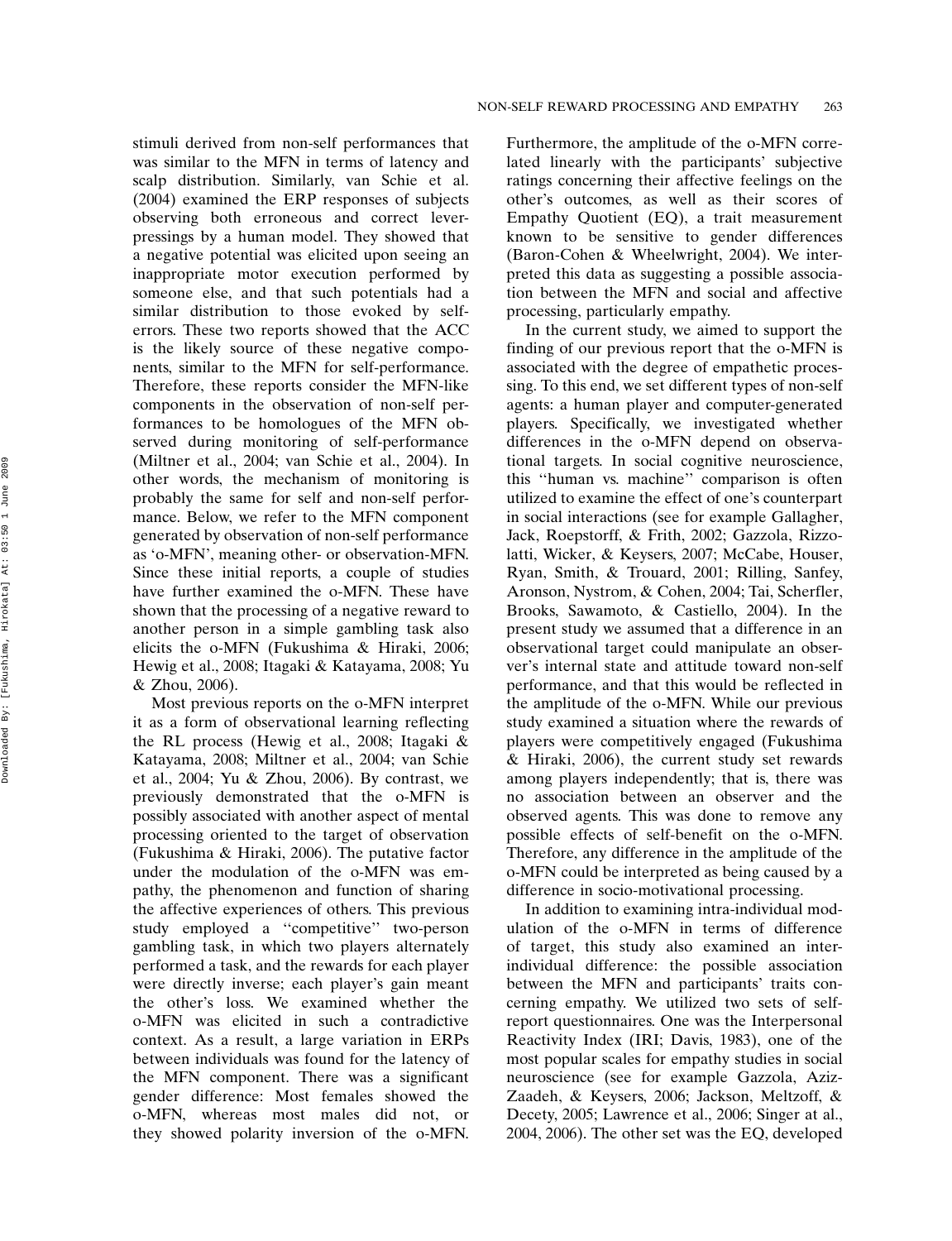stimuli derived from non-self performances that was similar to the MFN in terms of latency and scalp distribution. Similarly, van Schie et al. (2004) examined the ERP responses of subjects observing both erroneous and correct lever-pressings by a human model. They showed that a negative potential was elicited upon seeing an inappropriate motor execution performed by someone else, and that such potentials had a similar distribution to those evoked by self-errors. These two reports showed that the ACC is the likely source of these negative components, similar to the MFN for self-performance. Therefore, these reports consider the MFN-like components in the observation of non-self performances to be homologues of the MFN observed during monitoring of self-performance (Miltner et al., 2004; van Schie et al., 2004). In other words, the mechanism of monitoring is probably the same for self and non-self performance. Below, we refer to the MFN component generated by observation of non-self performance as 'o-MFN', meaning other- or observation-MFN. Since these initial reports, a couple of studies have further examined the o-MFN. These have shown that the processing of a negative reward to another person in a simple gambling task also elicits the o-MFN (Fukushima & Hiraki, 2006; Hewig et al., 2008; Itagaki & Katayama, 2008; Yu & Zhou, 2006).

Most previous reports on the o-MFN interpret it as a form of observational learning reflecting the RL process (Hewig et al., 2008; Itagaki & Katayama, 2008; Miltner et al., 2004; van Schie et al., 2004; Yu & Zhou, 2006). By contrast, we previously demonstrated that the o-MFN is possibly associated with another aspect of mental processing oriented to the target of observation (Fukushima & Hiraki, 2006). The putative factor under the modulation of the o-MFN was empathy, the phenomenon and function of sharing the affective experiences of others. This previous study employed a ''competitive'' two-person gambling task, in which two players alternately performed a task, and the rewards for each player were directly inverse; each player's gain meant the other's loss. We examined whether the o-MFN was elicited in such a contradictive context. As a result, a large variation in ERPs between individuals was found for the latency of the MFN component. There was a significant gender difference: Most females showed the o-MFN, whereas most males did not, or they showed polarity inversion of the o-MFN. Furthermore, the amplitude of the o-MFN correlated linearly with the participants' subjective ratings concerning their affective feelings on the other's outcomes, as well as their scores of Empathy Quotient (EQ), a trait measurement known to be sensitive to gender differences (Baron-Cohen & Wheelwright, 2004). We interpreted this data as suggesting a possible association between the MFN and social and affective processing, particularly empathy.

In the current study, we aimed to support the finding of our previous report that the o-MFN is associated with the degree of empathetic processing. To this end, we set different types of non-self agents: a human player and computer-generated players. Specifically, we investigated whether differences in the o-MFN depend on observational targets. In social cognitive neuroscience, this ''human vs. machine'' comparison is often utilized to examine the effect of one's counterpart in social interactions (see for example Gallagher, Jack, Roepstorff, & Frith, 2002; Gazzola, Rizzolatti, Wicker, & Keysers, 2007; McCabe, Houser, Ryan, Smith, & Trouard, 2001; Rilling, Sanfey, Aronson, Nystrom, & Cohen, 2004; Tai, Scherfler, Brooks, Sawamoto, & Castiello, 2004). In the present study we assumed that a difference in an observational target could manipulate an observer's internal state and attitude toward non-self performance, and that this would be reflected in the amplitude of the o-MFN. While our previous study examined a situation where the rewards of players were competitively engaged (Fukushima & Hiraki, 2006), the current study set rewards among players independently; that is, there was no association between an observer and the observed agents. This was done to remove any possible effects of self-benefit on the o-MFN. Therefore, any difference in the amplitude of the o-MFN could be interpreted as being caused by a difference in socio-motivational processing.

In addition to examining intra-individual modulation of the o-MFN in terms of difference of target, this study also examined an inter-individual difference: the possible association between the MFN and participants' traits concerning empathy. We utilized two sets of self-report questionnaires. One was the Interpersonal Reactivity Index (IRI; Davis, 1983), one of the most popular scales for empathy studies in social neuroscience (see for example Gazzola, Aziz-Zaadeh, & Keysers, 2006; Jackson, Meltzoff, & Decety, 2005; Lawrence et al., 2006; Singer et al., 2004, 2006). The other set was the EQ, developed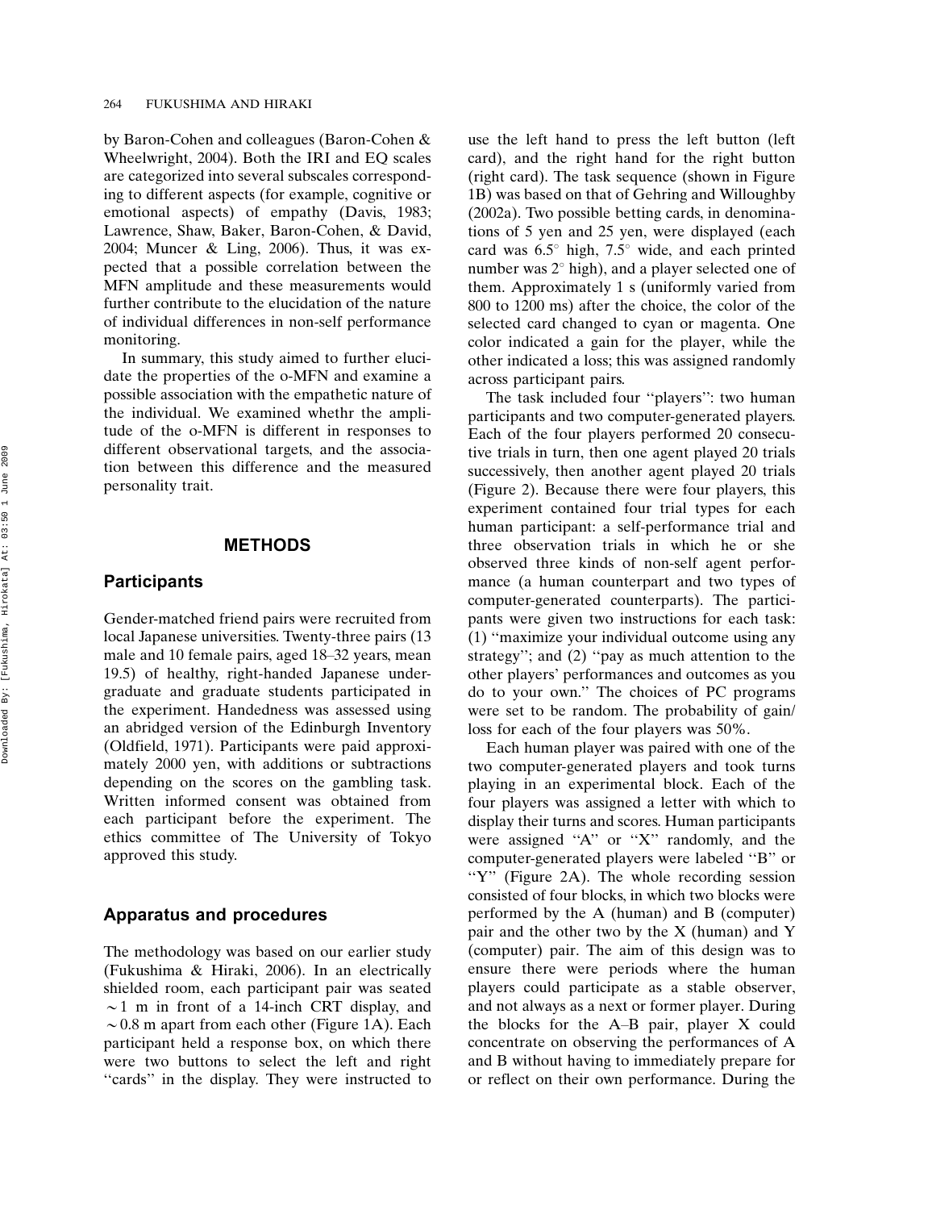by Baron-Cohen and colleagues (Baron-Cohen & Wheelwright, 2004). Both the IRI and EQ scales are categorized into several subscales corresponding to different aspects (for example, cognitive or emotional aspects) of empathy (Davis, 1983; Lawrence, Shaw, Baker, Baron-Cohen, & David, 2004; Muncer & Ling, 2006). Thus, it was expected that a possible correlation between the MFN amplitude and these measurements would further contribute to the elucidation of the nature of individual differences in non-self performance monitoring.

In summary, this study aimed to further elucidate the properties of the o-MFN and examine a possible association with the empathetic nature of the individual. We examined whethr the amplitude of the o-MFN is different in responses to different observational targets, and the association between this difference and the measured personality trait.

## METHODS

### Participants

Gender-matched friend pairs were recruited from local Japanese universities. Twenty-three pairs (13 male and 10 female pairs, aged 18–32 years, mean 19.5) of healthy, right-handed Japanese undergraduate and graduate students participated in the experiment. Handedness was assessed using an abridged version of the Edinburgh Inventory (Oldfield, 1971). Participants were paid approximately 2000 yen, with additions or subtractions depending on the scores on the gambling task. Written informed consent was obtained from each participant before the experiment. The ethics committee of The University of Tokyo approved this study.

### Apparatus and procedures

The methodology was based on our earlier study (Fukushima & Hiraki, 2006). In an electrically shielded room, each participant pair was seated ~1 m in front of a 14-inch CRT display, and ~0.8 m apart from each other (Figure 1A). Each participant held a response box, on which there were two buttons to select the left and right "cards" in the display. They were instructed to use the left hand to press the left button (left card), and the right hand for the right button (right card). The task sequence (shown in Figure 1B) was based on that of Gehring and Willoughby (2002a). Two possible betting cards, in denominations of 5 yen and 25 yen, were displayed (each card was 6.5° high, 7.5° wide, and each printed number was 2° high), and a player selected one of them. Approximately 1 s (uniformly varied from 800 to 1200 ms) after the choice, the color of the selected card changed to cyan or magenta. One color indicated a gain for the player, while the other indicated a loss; this was assigned randomly across participant pairs.

The task included four "players": two human participants and two computer-generated players. Each of the four players performed 20 consecutive trials in turn, then one agent played 20 trials successively, then another agent played 20 trials (Figure 2). Because there were four players, this experiment contained four trial types for each human participant: a self-performance trial and three observation trials in which he or she observed three kinds of non-self agent performance (a human counterpart and two types of computer-generated counterparts). The participants were given two instructions for each task: (1) "maximize your individual outcome using any strategy"; and (2) "pay as much attention to the other players' performances and outcomes as you do to your own." The choices of PC programs were set to be random. The probability of gain/loss for each of the four players was 50%.

Each human player was paired with one of the two computer-generated players and took turns playing in an experimental block. Each of the four players was assigned a letter with which to display their turns and scores. Human participants were assigned "A" or "X" randomly, and the computer-generated players were labeled "B" or "Y" (Figure 2A). The whole recording session consisted of four blocks, in which two blocks were performed by the A (human) and B (computer) pair and the other two by the X (human) and Y (computer) pair. The aim of this design was to ensure there were periods where the human players could participate as a stable observer, and not always as a next or former player. During the blocks for the A–B pair, player X could concentrate on observing the performances of A and B without having to immediately prepare for or reflect on their own performance. During the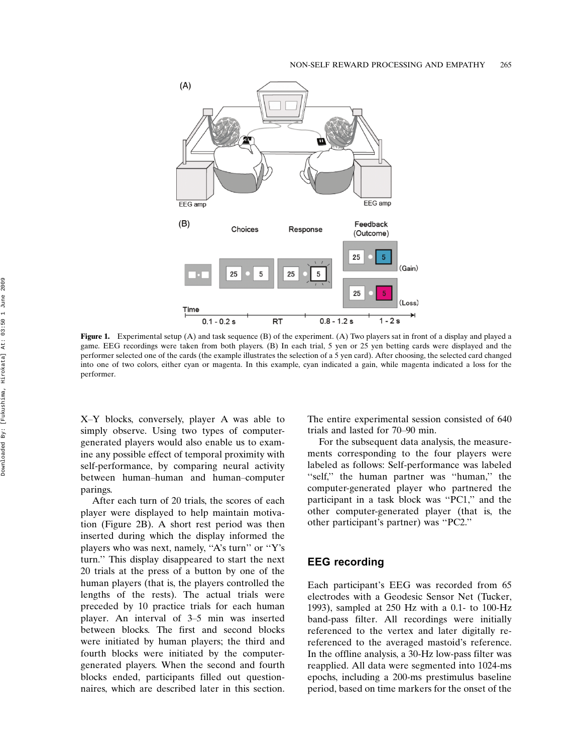Figure 1. Experimental setup (A) and task sequence (B) of the experiment. (A) Two players sat in front of a display and played a game. EEG recordings were taken from both players. (B) In each trial, 5 yen or 25 yen betting cards were displayed and the performer selected one of the cards (the example illustrates the selection of a 5 yen card). After choosing, the selected card changed into one of two colors, either cyan or magenta. In this example, cyan indicated a gain, while magenta indicated a loss for the performer.

X–Y blocks, conversely, player A was able to simply observe. Using two types of computer-generated players would also enable us to examine any possible effect of temporal proximity with self-performance, by comparing neural activity between human–human and human–computer parings.

After each turn of 20 trials, the scores of each player were displayed to help maintain motivation (Figure 2B). A short rest period was then inserted during which the display informed the players who was next, namely, "A's turn" or "Y's turn." This display disappeared to start the next 20 trials at the press of a button by one of the human players (that is, the players controlled the lengths of the rests). The actual trials were preceded by 10 practice trials for each human player. An interval of 3–5 min was inserted between blocks. The first and second blocks were initiated by human players; the third and fourth blocks were initiated by the computer-generated players. When the second and fourth blocks ended, participants filled out questionnaires, which are described later in this section. The entire experimental session consisted of 640 trials and lasted for 70–90 min.

For the subsequent data analysis, the measurements corresponding to the four players were labeled as follows: Self-performance was labeled "self," the human partner was "human," the computer-generated player who partnered the participant in a task block was "PC1," and the other computer-generated player (that is, the other participant's partner) was "PC2."

## EEG recording

Each participant's EEG was recorded from 65 electrodes with a Geodesic Sensor Net (Tucker, 1993), sampled at 250 Hz with a 0.1- to 100-Hz band-pass filter. All recordings were initially referenced to the vertex and later digitally re-referenced to the averaged mastoid's reference. In the offline analysis, a 30-Hz low-pass filter was reapplied. All data were segmented into 1024-ms epochs, including a 200-ms prestimulus baseline period, based on time markers for the onset of the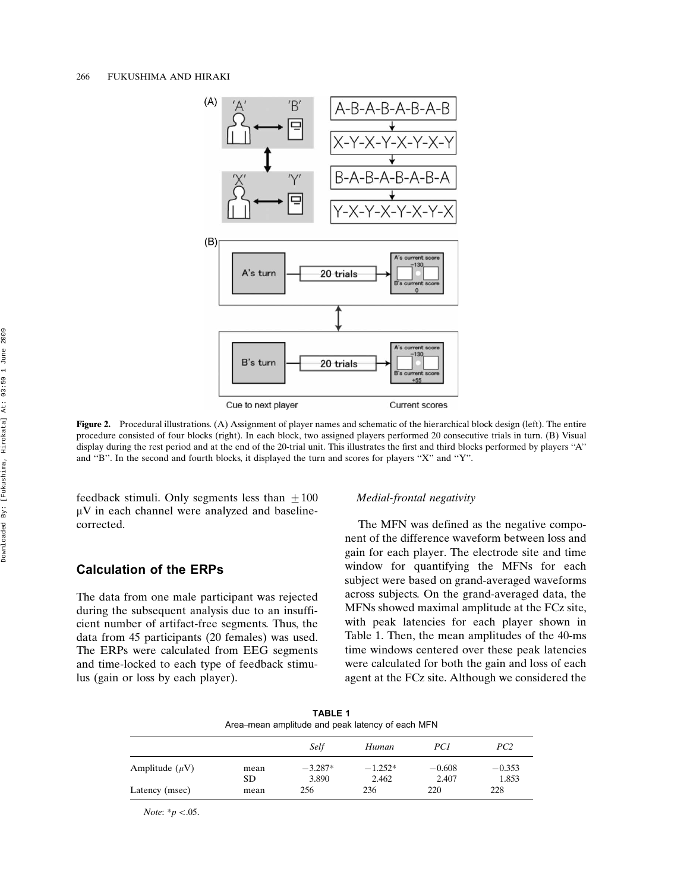**Figure 2.** Procedural illustrations. (A) Assignment of player names and schematic of the hierarchical block design (left). The entire procedure consisted of four blocks (right). In each block, two assigned players performed 20 consecutive trials in turn. (B) Visual display during the rest period and at the end of the 20-trial unit. This illustrates the first and third blocks performed by players "A" and "B". In the second and fourth blocks, it displayed the turn and scores for players "X" and "Y".

feedback stimuli. Only segments less than $\pm 100$ μV in each channel were analyzed and baseline-corrected.

## Calculation of the ERPs

The data from one male participant was rejected during the subsequent analysis due to an insufficient number of artifact-free segments. Thus, the data from 45 participants (20 females) was used. The ERPs were calculated from EEG segments and time-locked to each type of feedback stimulus (gain or loss by each player).

### *Medial-frontal negativity*

The MFN was defined as the negative component of the difference waveform between loss and gain for each player. The electrode site and time window for quantifying the MFNs for each subject were based on grand-averaged waveforms across subjects. On the grand-averaged data, the MFNs showed maximal amplitude at the FCz site, with peak latencies for each player shown in Table 1. Then, the mean amplitudes of the 40-ms time windows centered over these peak latencies were calculated for both the gain and loss of each agent at the FCz site. Although we considered the

**TABLE 1**
Area–mean amplitude and peak latency of each MFN

| | | *Self* | *Human* | *PC1* | *PC2* |
|---|---|---|---|---|---|
| Amplitude ($\mu$V) | mean | −3.287* | −1.252* | −0.608 | −0.353 |
| | SD | 3.890 | 2.462 | 2.407 | 1.853 |
| Latency (msec) | mean | 256 | 236 | 220 | 228 |

*Note*: $^{*}p < .05$.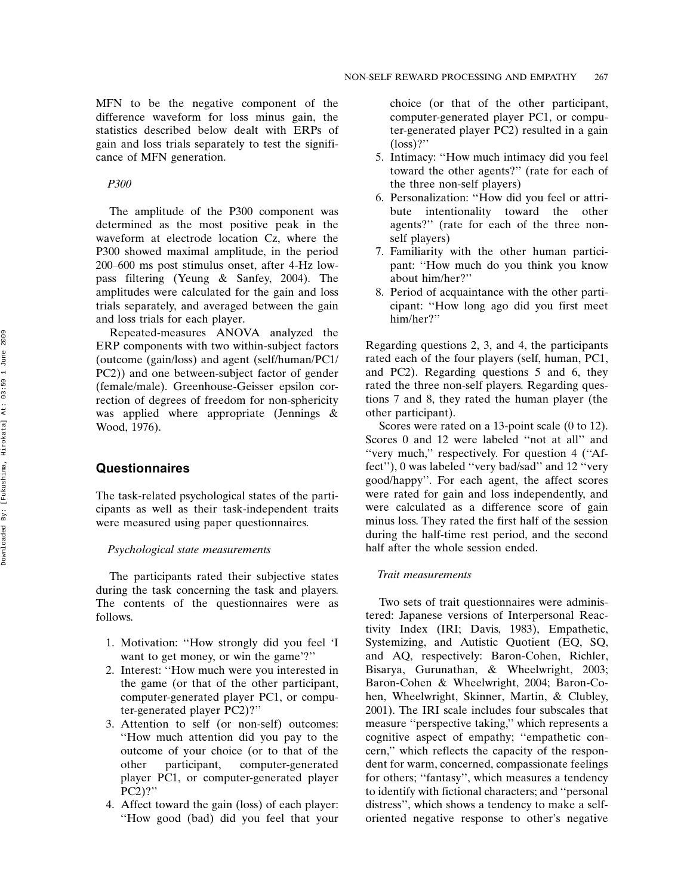MFN to be the negative component of the difference waveform for loss minus gain, the statistics described below dealt with ERPs of gain and loss trials separately to test the significance of MFN generation.

*P300*

The amplitude of the P300 component was determined as the most positive peak in the waveform at electrode location Cz, where the P300 showed maximal amplitude, in the period 200–600 ms post stimulus onset, after 4-Hz low-pass filtering (Yeung & Sanfey, 2004). The amplitudes were calculated for the gain and loss trials separately, and averaged between the gain and loss trials for each player.

Repeated-measures ANOVA analyzed the ERP components with two within-subject factors (outcome (gain/loss) and agent (self/human/PC1/PC2)) and one between-subject factor of gender (female/male). Greenhouse-Geisser epsilon correction of degrees of freedom for non-sphericity was applied where appropriate (Jennings & Wood, 1976).

## Questionnaires

The task-related psychological states of the participants as well as their task-independent traits were measured using paper questionnaires.

*Psychological state measurements*

The participants rated their subjective states during the task concerning the task and players. The contents of the questionnaires were as follows.

1. Motivation: ''How strongly did you feel 'I want to get money, or win the game'?''
2. Interest: ''How much were you interested in the game (or that of the other participant, computer-generated player PC1, or computer-generated player PC2)?''
3. Attention to self (or non-self) outcomes: ''How much attention did you pay to the outcome of your choice (or to that of the other participant, computer-generated player PC1, or computer-generated player PC2)?''
4. Affect toward the gain (loss) of each player: ''How good (bad) did you feel that your choice (or that of the other participant, computer-generated player PC1, or computer-generated player PC2) resulted in a gain (loss)?''
5. Intimacy: ''How much intimacy did you feel toward the other agents?'' (rate for each of the three non-self players)
6. Personalization: ''How did you feel or attribute intentionality toward the other agents?'' (rate for each of the three non-self players)
7. Familiarity with the other human participant: ''How much do you think you know about him/her?''
8. Period of acquaintance with the other participant: ''How long ago did you first meet him/her?''

Regarding questions 2, 3, and 4, the participants rated each of the four players (self, human, PC1, and PC2). Regarding questions 5 and 6, they rated the three non-self players. Regarding questions 7 and 8, they rated the human player (the other participant).

Scores were rated on a 13-point scale (0 to 12). Scores 0 and 12 were labeled ''not at all'' and ''very much,'' respectively. For question 4 (''Affect''), 0 was labeled ''very bad/sad'' and 12 ''very good/happy''. For each agent, the affect scores were rated for gain and loss independently, and were calculated as a difference score of gain minus loss. They rated the first half of the session during the half-time rest period, and the second half after the whole session ended.

*Trait measurements*

Two sets of trait questionnaires were administered: Japanese versions of Interpersonal Reactivity Index (IRI; Davis, 1983), Empathetic, Systemizing, and Autistic Quotient (EQ, SQ, and AQ, respectively: Baron-Cohen, Richler, Bisarya, Gurunathan, & Wheelwright, 2003; Baron-Cohen & Wheelwright, 2004; Baron-Cohen, Wheelwright, Skinner, Martin, & Clubley, 2001). The IRI scale includes four subscales that measure ''perspective taking,'' which represents a cognitive aspect of empathy; ''empathetic concern,'' which reflects the capacity of the respondent for warm, concerned, compassionate feelings for others; ''fantasy'', which measures a tendency to identify with fictional characters; and ''personal distress'', which shows a tendency to make a self-oriented negative response to other's negative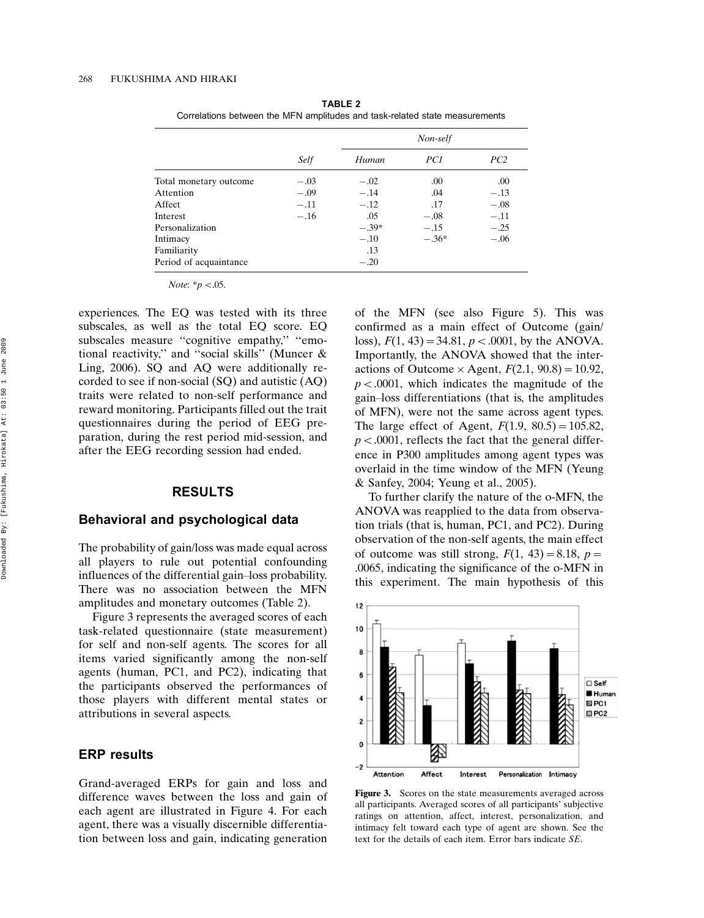**TABLE 2**
Correlations between the MFN amplitudes and task-related state measurements

| | | *Non-self* | | |
|---|---|---|---|---|
| | *Self* | *Human* | *PC1* | *PC2* |
| Total monetary outcome | −.03 | −.02 | .00 | .00 |
| Attention | −.09 | −.14 | .04 | −.13 |
| Affect | −.11 | −.12 | .17 | −.08 |
| Interest | −.16 | .05 | −.08 | −.11 |
| Personalization | | −.39* | −.15 | −.25 |
| Intimacy | | −.10 | −.36* | −.06 |
| Familiarity | | .13 | | |
| Period of acquaintance | | −.20 | | |

*Note*: \*$p < .05$.

experiences. The EQ was tested with its three subscales, as well as the total EQ score. EQ subscales measure "cognitive empathy," "emotional reactivity," and "social skills" (Muncer & Ling, 2006). SQ and AQ were additionally recorded to see if non-social (SQ) and autistic (AQ) traits were related to non-self performance and reward monitoring. Participants filled out the trait questionnaires during the period of EEG preparation, during the rest period mid-session, and after the EEG recording session had ended.

## RESULTS

### Behavioral and psychological data

The probability of gain/loss was made equal across all players to rule out potential confounding influences of the differential gain–loss probability. There was no association between the MFN amplitudes and monetary outcomes (Table 2).

Figure 3 represents the averaged scores of each task-related questionnaire (state measurement) for self and non-self agents. The scores for all items varied significantly among the non-self agents (human, PC1, and PC2), indicating that the participants observed the performances of those players with different mental states or attributions in several aspects.

### ERP results

Grand-averaged ERPs for gain and loss and difference waves between the loss and gain of each agent are illustrated in Figure 4. For each agent, there was a visually discernible differentiation between loss and gain, indicating generation of the MFN (see also Figure 5). This was confirmed as a main effect of Outcome (gain/loss), $F(1, 43) = 34.81$, $p < .0001$, by the ANOVA. Importantly, the ANOVA showed that the interactions of Outcome × Agent, $F(2.1, 90.8) = 10.92$, $p < .0001$, which indicates the magnitude of the gain–loss differentiations (that is, the amplitudes of MFN), were not the same across agent types. The large effect of Agent, $F(1.9, 80.5) = 105.82$, $p < .0001$, reflects the fact that the general difference in P300 amplitudes among agent types was overlaid in the time window of the MFN (Yeung & Sanfey, 2004; Yeung et al., 2005).

To further clarify the nature of the o-MFN, the ANOVA was reapplied to the data from observation trials (that is, human, PC1, and PC2). During observation of the non-self agents, the main effect of outcome was still strong, $F(1, 43) = 8.18$, $p = .0065$, indicating the significance of the o-MFN in this experiment. The main hypothesis of this

**Figure 3.** Scores on the state measurements averaged across all participants. Averaged scores of all participants' subjective ratings on attention, affect, interest, personalization, and intimacy felt toward each type of agent are shown. See the text for the details of each item. Error bars indicate *SE*.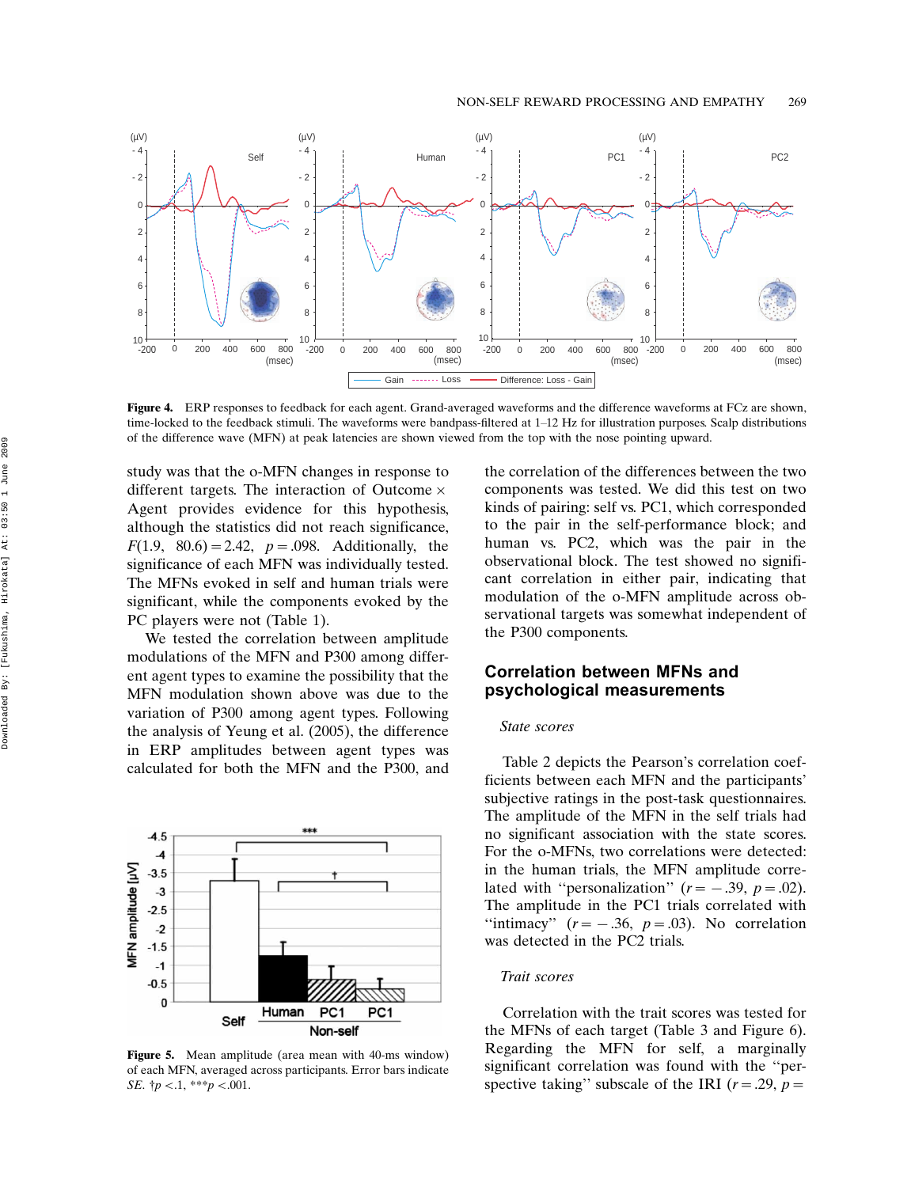Figure 4. ERP responses to feedback for each agent. Grand-averaged waveforms and the difference waveforms at FCz are shown, time-locked to the feedback stimuli. The waveforms were bandpass-filtered at 1–12 Hz for illustration purposes. Scalp distributions of the difference wave (MFN) at peak latencies are shown viewed from the top with the nose pointing upward.

study was that the o-MFN changes in response to different targets. The interaction of Outcome × Agent provides evidence for this hypothesis, although the statistics did not reach significance, $F(1.9,\ 80.6) = 2.42$, $p = .098$. Additionally, the significance of each MFN was individually tested. The MFNs evoked in self and human trials were significant, while the components evoked by the PC players were not (Table 1).

We tested the correlation between amplitude modulations of the MFN and P300 among different agent types to examine the possibility that the MFN modulation shown above was due to the variation of P300 among agent types. Following the analysis of Yeung et al. (2005), the difference in ERP amplitudes between agent types was calculated for both the MFN and the P300, and the correlation of the differences between the two components was tested. We did this test on two kinds of pairing: self vs. PC1, which corresponded to the pair in the self-performance block; and human vs. PC2, which was the pair in the observational block. The test showed no significant correlation in either pair, indicating that modulation of the o-MFN amplitude across observational targets was somewhat independent of the P300 components.

Figure 5. Mean amplitude (area mean with 40-ms window) of each MFN, averaged across participants. Error bars indicate *SE*. †$p < .1$, ***$p < .001$.

## Correlation between MFNs and psychological measurements

### *State scores*

Table 2 depicts the Pearson's correlation coefficients between each MFN and the participants' subjective ratings in the post-task questionnaires. The amplitude of the MFN in the self trials had no significant association with the state scores. For the o-MFNs, two correlations were detected: in the human trials, the MFN amplitude correlated with "personalization" ($r = -.39$, $p = .02$). The amplitude in the PC1 trials correlated with "intimacy" ($r = -.36$, $p = .03$). No correlation was detected in the PC2 trials.

### *Trait scores*

Correlation with the trait scores was tested for the MFNs of each target (Table 3 and Figure 6). Regarding the MFN for self, a marginally significant correlation was found with the "perspective taking" subscale of the IRI ($r = .29$, $p =$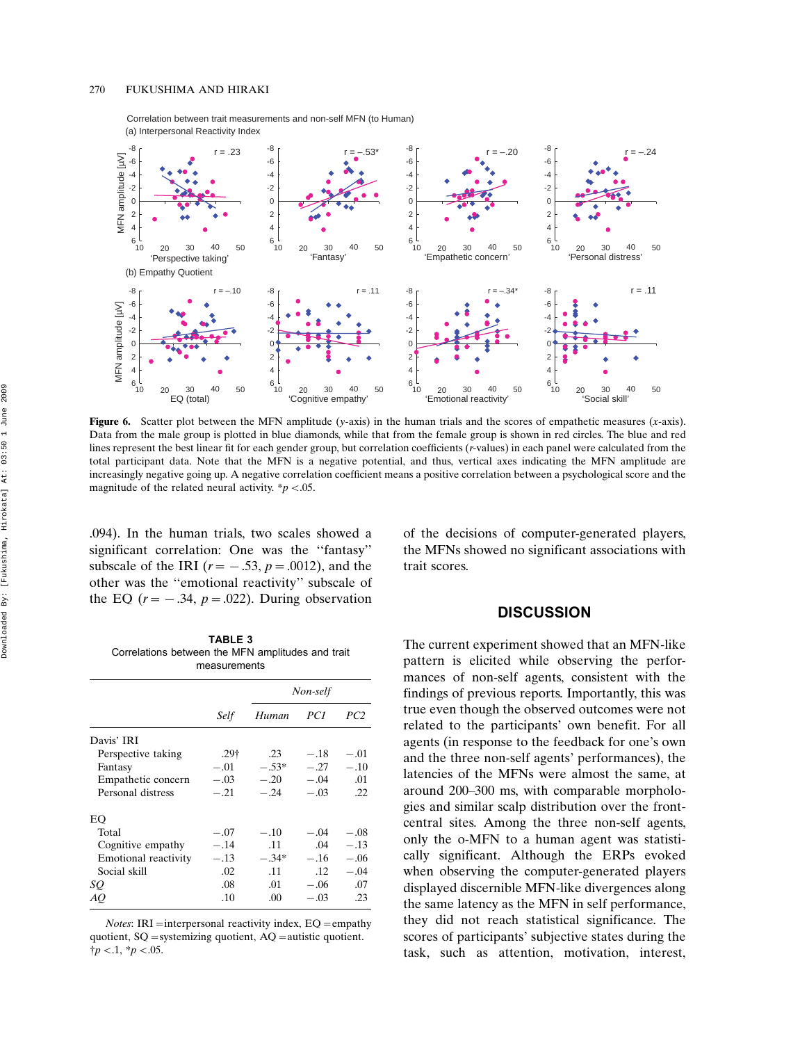Correlation between trait measurements and non-self MFN (to Human)

(a) Interpersonal Reactivity Index

(b) Empathy Quotient

**Figure 6.** Scatter plot between the MFN amplitude (*y*-axis) in the human trials and the scores of empathetic measures (*x*-axis). Data from the male group is plotted in blue diamonds, while that from the female group is shown in red circles. The blue and red lines represent the best linear fit for each gender group, but correlation coefficients (*r*-values) in each panel were calculated from the total participant data. Note that the MFN is a negative potential, and thus, vertical axes indicating the MFN amplitude are increasingly negative going up. A negative correlation coefficient means a positive correlation between a psychological score and the magnitude of the related neural activity. $^{*}p < .05$.

.094). In the human trials, two scales showed a significant correlation: One was the "fantasy" subscale of the IRI ($r = -.53$, $p = .0012$), and the other was the "emotional reactivity" subscale of the EQ ($r = -.34$, $p = .022$). During observation of the decisions of computer-generated players, the MFNs showed no significant associations with trait scores.

**TABLE 3**
Correlations between the MFN amplitudes and trait measurements

| | | *Non-self* | | |
|---|---|---|---|---|
| | *Self* | *Human* | *PC1* | *PC2* |
| Davis' IRI | | | | |
| Perspective taking | .29† | .23 | −.18 | −.01 |
| Fantasy | −.01 | −.53* | −.27 | −.10 |
| Empathetic concern | −.03 | −.20 | −.04 | .01 |
| Personal distress | −.21 | −.24 | −.03 | .22 |
| EQ | | | | |
| Total | −.07 | −.10 | −.04 | −.08 |
| Cognitive empathy | −.14 | .11 | .04 | −.13 |
| Emotional reactivity | −.13 | −.34* | −.16 | −.06 |
| Social skill | .02 | .11 | .12 | −.04 |
| *SQ* | .08 | .01 | −.06 | .07 |
| *AQ* | .10 | .00 | −.03 | .23 |

*Notes*: IRI = interpersonal reactivity index, EQ = empathy quotient, SQ = systemizing quotient, AQ = autistic quotient. †$p < .1$, $^{*}p < .05$.

## DISCUSSION

The current experiment showed that an MFN-like pattern is elicited while observing the performances of non-self agents, consistent with the findings of previous reports. Importantly, this was true even though the observed outcomes were not related to the participants' own benefit. For all agents (in response to the feedback for one's own and the three non-self agents' performances), the latencies of the MFNs were almost the same, at around 200–300 ms, with comparable morphologies and similar scalp distribution over the front-central sites. Among the three non-self agents, only the o-MFN to a human agent was statistically significant. Although the ERPs evoked when observing the computer-generated players displayed discernible MFN-like divergences along the same latency as the MFN in self performance, they did not reach statistical significance. The scores of participants' subjective states during the task, such as attention, motivation, interest,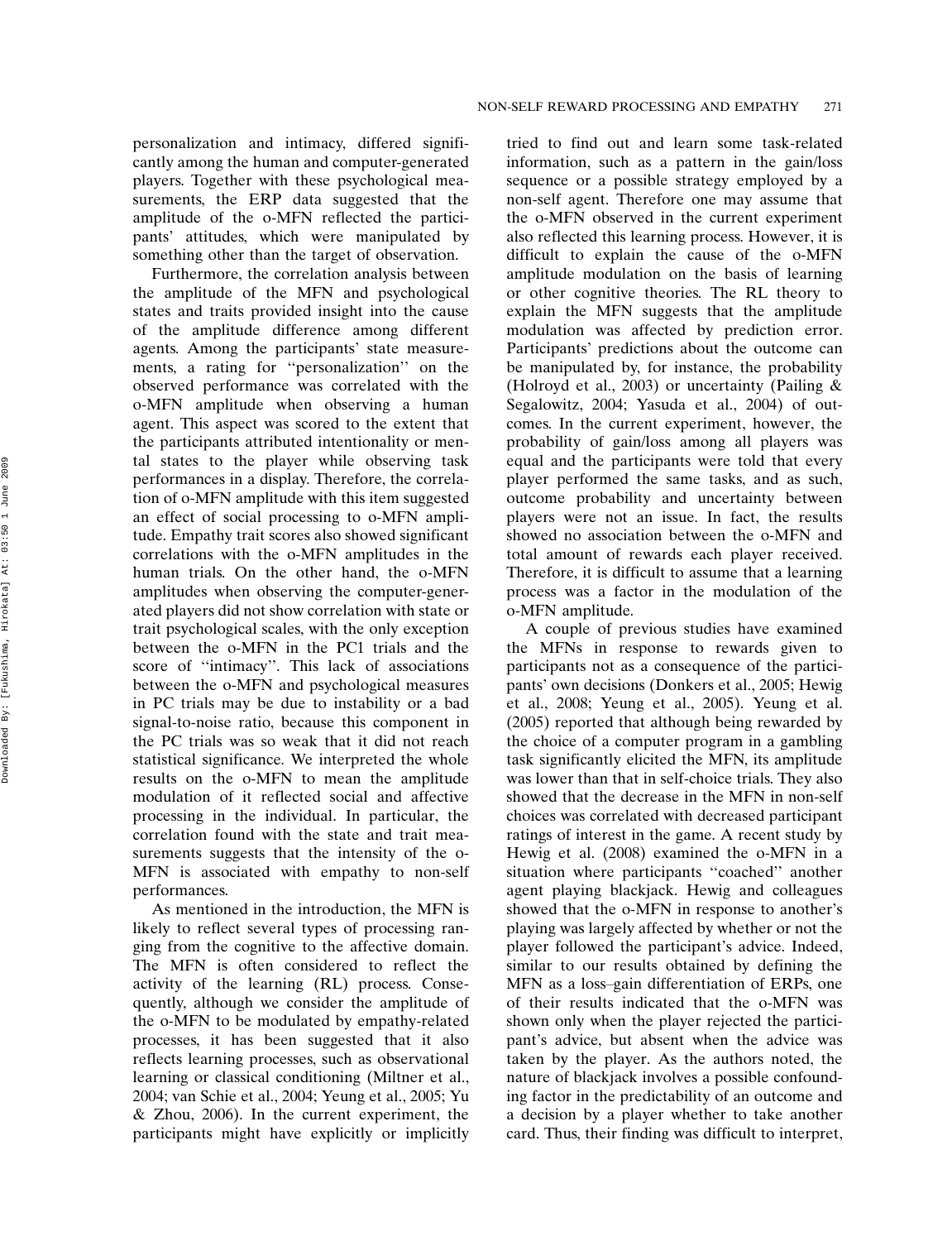personalization and intimacy, differed significantly among the human and computer-generated players. Together with these psychological measurements, the ERP data suggested that the amplitude of the o-MFN reflected the participants' attitudes, which were manipulated by something other than the target of observation.

Furthermore, the correlation analysis between the amplitude of the MFN and psychological states and traits provided insight into the cause of the amplitude difference among different agents. Among the participants' state measurements, a rating for ''personalization'' on the observed performance was correlated with the o-MFN amplitude when observing a human agent. This aspect was scored to the extent that the participants attributed intentionality or mental states to the player while observing task performances in a display. Therefore, the correlation of o-MFN amplitude with this item suggested an effect of social processing to o-MFN amplitude. Empathy trait scores also showed significant correlations with the o-MFN amplitudes in the human trials. On the other hand, the o-MFN amplitudes when observing the computer-generated players did not show correlation with state or trait psychological scales, with the only exception between the o-MFN in the PC1 trials and the score of ''intimacy''. This lack of associations between the o-MFN and psychological measures in PC trials may be due to instability or a bad signal-to-noise ratio, because this component in the PC trials was so weak that it did not reach statistical significance. We interpreted the whole results on the o-MFN to mean the amplitude modulation of it reflected social and affective processing in the individual. In particular, the correlation found with the state and trait measurements suggests that the intensity of the o-MFN is associated with empathy to non-self performances.

As mentioned in the introduction, the MFN is likely to reflect several types of processing ranging from the cognitive to the affective domain. The MFN is often considered to reflect the activity of the learning (RL) process. Consequently, although we consider the amplitude of the o-MFN to be modulated by empathy-related processes, it has been suggested that it also reflects learning processes, such as observational learning or classical conditioning (Miltner et al., 2004; van Schie et al., 2004; Yeung et al., 2005; Yu & Zhou, 2006). In the current experiment, the participants might have explicitly or implicitly tried to find out and learn some task-related information, such as a pattern in the gain/loss sequence or a possible strategy employed by a non-self agent. Therefore one may assume that the o-MFN observed in the current experiment also reflected this learning process. However, it is difficult to explain the cause of the o-MFN amplitude modulation on the basis of learning or other cognitive theories. The RL theory to explain the MFN suggests that the amplitude modulation was affected by prediction error. Participants' predictions about the outcome can be manipulated by, for instance, the probability (Holroyd et al., 2003) or uncertainty (Pailing & Segalowitz, 2004; Yasuda et al., 2004) of outcomes. In the current experiment, however, the probability of gain/loss among all players was equal and the participants were told that every player performed the same tasks, and as such, outcome probability and uncertainty between players were not an issue. In fact, the results showed no association between the o-MFN and total amount of rewards each player received. Therefore, it is difficult to assume that a learning process was a factor in the modulation of the o-MFN amplitude.

A couple of previous studies have examined the MFNs in response to rewards given to participants not as a consequence of the participants' own decisions (Donkers et al., 2005; Hewig et al., 2008; Yeung et al., 2005). Yeung et al. (2005) reported that although being rewarded by the choice of a computer program in a gambling task significantly elicited the MFN, its amplitude was lower than that in self-choice trials. They also showed that the decrease in the MFN in non-self choices was correlated with decreased participant ratings of interest in the game. A recent study by Hewig et al. (2008) examined the o-MFN in a situation where participants ''coached'' another agent playing blackjack. Hewig and colleagues showed that the o-MFN in response to another's playing was largely affected by whether or not the player followed the participant's advice. Indeed, similar to our results obtained by defining the MFN as a loss–gain differentiation of ERPs, one of their results indicated that the o-MFN was shown only when the player rejected the participant's advice, but absent when the advice was taken by the player. As the authors noted, the nature of blackjack involves a possible confounding factor in the predictability of an outcome and a decision by a player whether to take another card. Thus, their finding was difficult to interpret,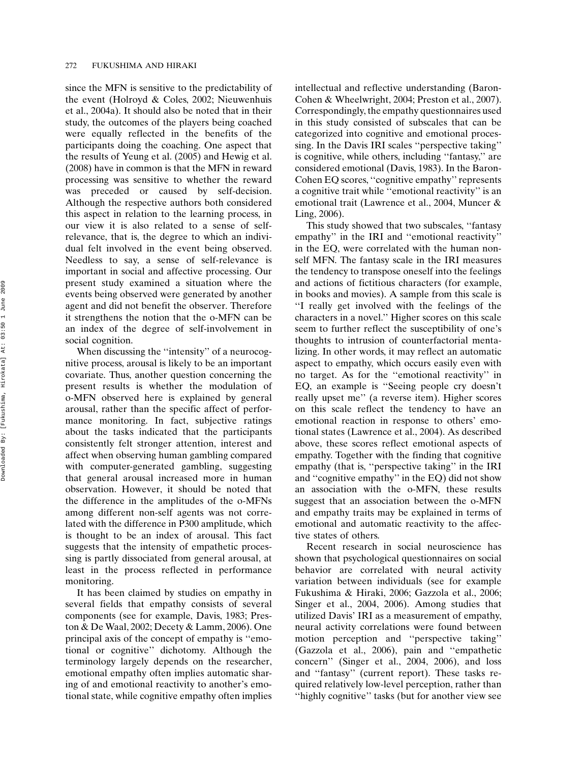since the MFN is sensitive to the predictability of the event (Holroyd & Coles, 2002; Nieuwenhuis et al., 2004a). It should also be noted that in their study, the outcomes of the players being coached were equally reflected in the benefits of the participants doing the coaching. One aspect that the results of Yeung et al. (2005) and Hewig et al. (2008) have in common is that the MFN in reward processing was sensitive to whether the reward was preceded or caused by self-decision. Although the respective authors both considered this aspect in relation to the learning process, in our view it is also related to a sense of self-relevance, that is, the degree to which an individual felt involved in the event being observed. Needless to say, a sense of self-relevance is important in social and affective processing. Our present study examined a situation where the events being observed were generated by another agent and did not benefit the observer. Therefore it strengthens the notion that the o-MFN can be an index of the degree of self-involvement in social cognition.

When discussing the ''intensity'' of a neurocognitive process, arousal is likely to be an important covariate. Thus, another question concerning the present results is whether the modulation of o-MFN observed here is explained by general arousal, rather than the specific affect of performance monitoring. In fact, subjective ratings about the tasks indicated that the participants consistently felt stronger attention, interest and affect when observing human gambling compared with computer-generated gambling, suggesting that general arousal increased more in human observation. However, it should be noted that the difference in the amplitudes of the o-MFNs among different non-self agents was not correlated with the difference in P300 amplitude, which is thought to be an index of arousal. This fact suggests that the intensity of empathetic processing is partly dissociated from general arousal, at least in the process reflected in performance monitoring.

It has been claimed by studies on empathy in several fields that empathy consists of several components (see for example, Davis, 1983; Preston & De Waal, 2002; Decety & Lamm, 2006). One principal axis of the concept of empathy is ''emotional or cognitive'' dichotomy. Although the terminology largely depends on the researcher, emotional empathy often implies automatic sharing of and emotional reactivity to another's emotional state, while cognitive empathy often implies intellectual and reflective understanding (Baron-Cohen & Wheelwright, 2004; Preston et al., 2007). Correspondingly, the empathy questionnaires used in this study consisted of subscales that can be categorized into cognitive and emotional processing. In the Davis IRI scales ''perspective taking'' is cognitive, while others, including ''fantasy,'' are considered emotional (Davis, 1983). In the Baron-Cohen EQ scores, ''cognitive empathy'' represents a cognitive trait while ''emotional reactivity'' is an emotional trait (Lawrence et al., 2004, Muncer & Ling, 2006).

This study showed that two subscales, ''fantasy empathy'' in the IRI and ''emotional reactivity'' in the EQ, were correlated with the human non-self MFN. The fantasy scale in the IRI measures the tendency to transpose oneself into the feelings and actions of fictitious characters (for example, in books and movies). A sample from this scale is ''I really get involved with the feelings of the characters in a novel.'' Higher scores on this scale seem to further reflect the susceptibility of one's thoughts to intrusion of counterfactorial mentalizing. In other words, it may reflect an automatic aspect to empathy, which occurs easily even with no target. As for the ''emotional reactivity'' in EQ, an example is ''Seeing people cry doesn't really upset me'' (a reverse item). Higher scores on this scale reflect the tendency to have an emotional reaction in response to others' emotional states (Lawrence et al., 2004). As described above, these scores reflect emotional aspects of empathy. Together with the finding that cognitive empathy (that is, ''perspective taking'' in the IRI and ''cognitive empathy'' in the EQ) did not show an association with the o-MFN, these results suggest that an association between the o-MFN and empathy traits may be explained in terms of emotional and automatic reactivity to the affective states of others.

Recent research in social neuroscience has shown that psychological questionnaires on social behavior are correlated with neural activity variation between individuals (see for example Fukushima & Hiraki, 2006; Gazzola et al., 2006; Singer et al., 2004, 2006). Among studies that utilized Davis' IRI as a measurement of empathy, neural activity correlations were found between motion perception and ''perspective taking'' (Gazzola et al., 2006), pain and ''empathetic concern'' (Singer et al., 2004, 2006), and loss and ''fantasy'' (current report). These tasks required relatively low-level perception, rather than ''highly cognitive'' tasks (but for another view see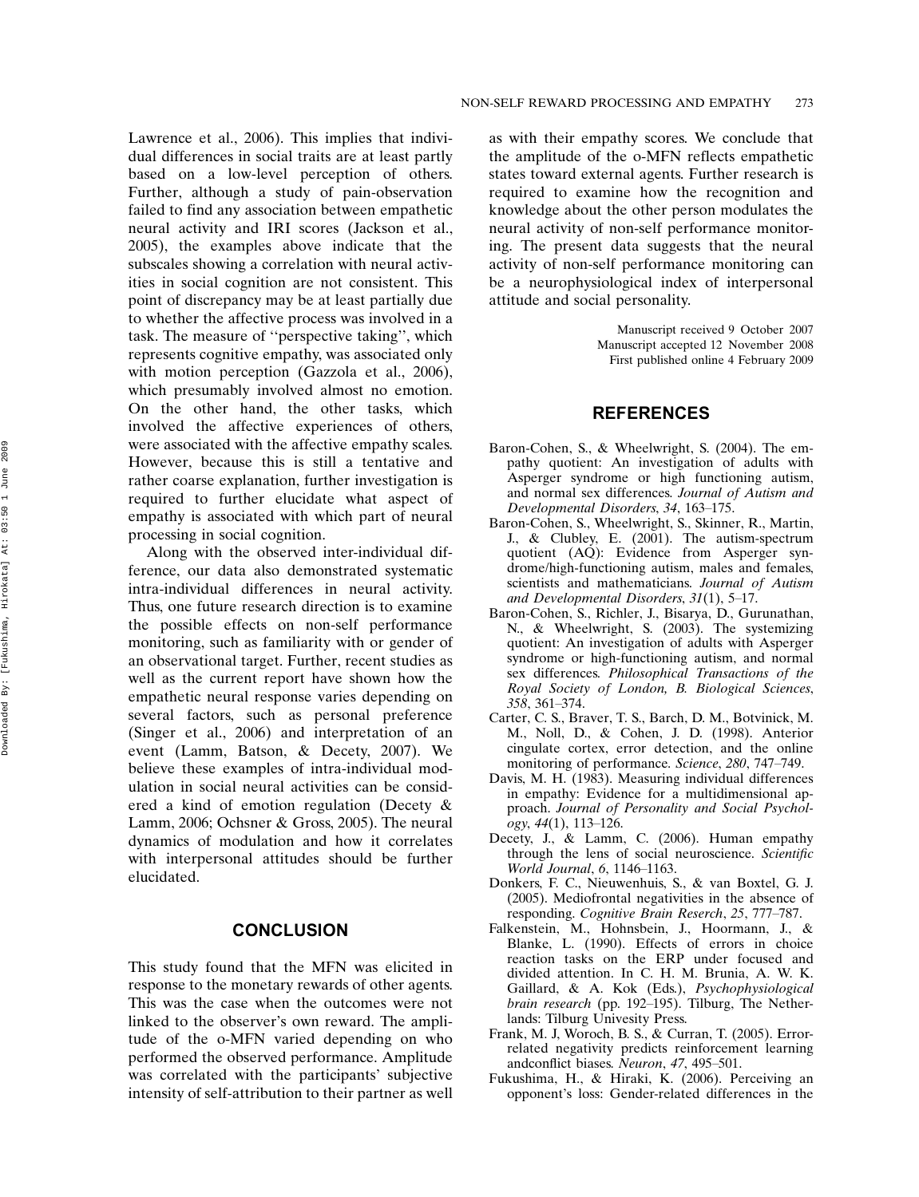Lawrence et al., 2006). This implies that individual differences in social traits are at least partly based on a low-level perception of others. Further, although a study of pain-observation failed to find any association between empathetic neural activity and IRI scores (Jackson et al., 2005), the examples above indicate that the subscales showing a correlation with neural activities in social cognition are not consistent. This point of discrepancy may be at least partially due to whether the affective process was involved in a task. The measure of ''perspective taking'', which represents cognitive empathy, was associated only with motion perception (Gazzola et al., 2006), which presumably involved almost no emotion. On the other hand, the other tasks, which involved the affective experiences of others, were associated with the affective empathy scales. However, because this is still a tentative and rather coarse explanation, further investigation is required to further elucidate what aspect of empathy is associated with which part of neural processing in social cognition.

Along with the observed inter-individual difference, our data also demonstrated systematic intra-individual differences in neural activity. Thus, one future research direction is to examine the possible effects on non-self performance monitoring, such as familiarity with or gender of an observational target. Further, recent studies as well as the current report have shown how the empathetic neural response varies depending on several factors, such as personal preference (Singer et al., 2006) and interpretation of an event (Lamm, Batson, & Decety, 2007). We believe these examples of intra-individual modulation in social neural activities can be considered a kind of emotion regulation (Decety & Lamm, 2006; Ochsner & Gross, 2005). The neural dynamics of modulation and how it correlates with interpersonal attitudes should be further elucidated.

## CONCLUSION

This study found that the MFN was elicited in response to the monetary rewards of other agents. This was the case when the outcomes were not linked to the observer's own reward. The amplitude of the o-MFN varied depending on who performed the observed performance. Amplitude was correlated with the participants' subjective intensity of self-attribution to their partner as well as with their empathy scores. We conclude that the amplitude of the o-MFN reflects empathetic states toward external agents. Further research is required to examine how the recognition and knowledge about the other person modulates the neural activity of non-self performance monitoring. The present data suggests that the neural activity of non-self performance monitoring can be a neurophysiological index of interpersonal attitude and social personality.

Manuscript received 9 October 2007
Manuscript accepted 12 November 2008
First published online 4 February 2009

## REFERENCES

Baron-Cohen, S., & Wheelwright, S. (2004). The empathy quotient: An investigation of adults with Asperger syndrome or high functioning autism, and normal sex differences. *Journal of Autism and Developmental Disorders*, *34*, 163–175.

Baron-Cohen, S., Wheelwright, S., Skinner, R., Martin, J., & Clubley, E. (2001). The autism-spectrum quotient (AQ): Evidence from Asperger syndrome/high-functioning autism, males and females, scientists and mathematicians. *Journal of Autism and Developmental Disorders*, *31*(1), 5–17.

Baron-Cohen, S., Richler, J., Bisarya, D., Gurunathan, N., & Wheelwright, S. (2003). The systemizing quotient: An investigation of adults with Asperger syndrome or high-functioning autism, and normal sex differences. *Philosophical Transactions of the Royal Society of London, B. Biological Sciences*, *358*, 361–374.

Carter, C. S., Braver, T. S., Barch, D. M., Botvinick, M. M., Noll, D., & Cohen, J. D. (1998). Anterior cingulate cortex, error detection, and the online monitoring of performance. *Science*, *280*, 747–749.

Davis, M. H. (1983). Measuring individual differences in empathy: Evidence for a multidimensional approach. *Journal of Personality and Social Psychology*, *44*(1), 113–126.

Decety, J., & Lamm, C. (2006). Human empathy through the lens of social neuroscience. *Scientific World Journal*, *6*, 1146–1163.

Donkers, F. C., Nieuwenhuis, S., & van Boxtel, G. J. (2005). Mediofrontal negativities in the absence of responding. *Cognitive Brain Reserch*, *25*, 777–787.

Falkenstein, M., Hohnsbein, J., Hoormann, J., & Blanke, L. (1990). Effects of errors in choice reaction tasks on the ERP under focused and divided attention. In C. H. M. Brunia, A. W. K. Gaillard, & A. Kok (Eds.), *Psychophysiological brain research* (pp. 192–195). Tilburg, The Netherlands: Tilburg Univesity Press.

Frank, M. J, Woroch, B. S., & Curran, T. (2005). Error-related negativity predicts reinforcement learning andconflict biases. *Neuron*, *47*, 495–501.

Fukushima, H., & Hiraki, K. (2006). Perceiving an opponent's loss: Gender-related differences in the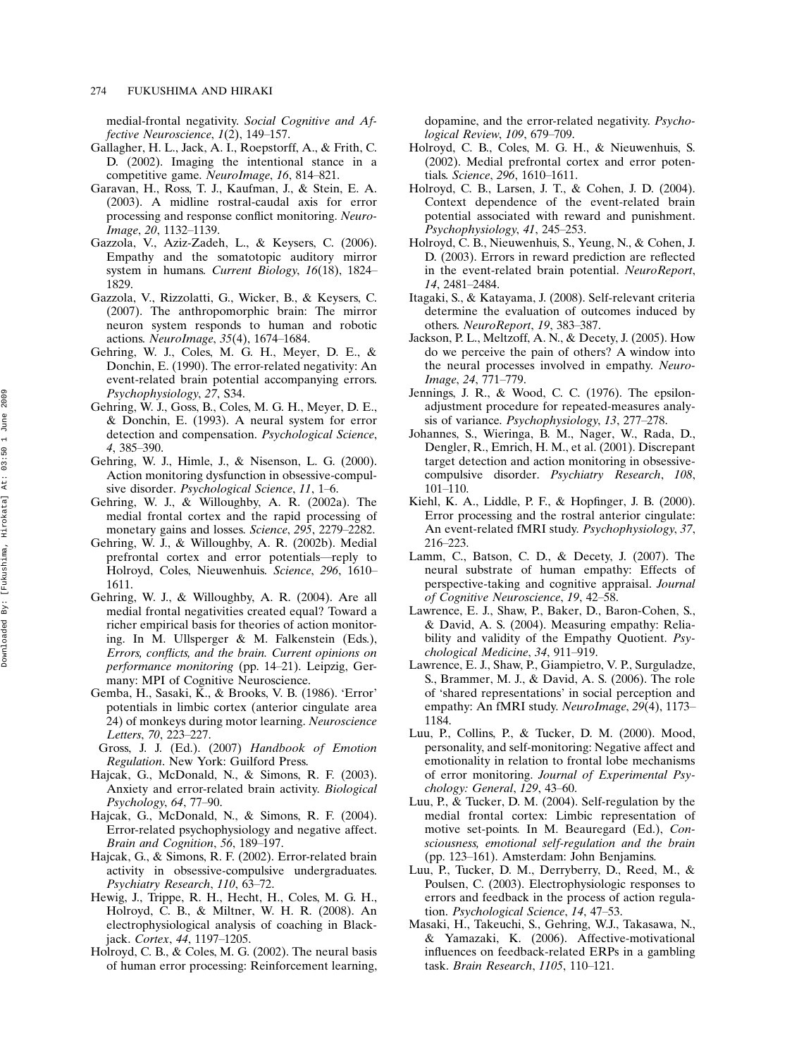medial-frontal negativity. *Social Cognitive and Affective Neuroscience*, *1*(2), 149–157.

Gallagher, H. L., Jack, A. I., Roepstorff, A., & Frith, C. D. (2002). Imaging the intentional stance in a competitive game. *NeuroImage*, *16*, 814–821.

Garavan, H., Ross, T. J., Kaufman, J., & Stein, E. A. (2003). A midline rostral-caudal axis for error processing and response conflict monitoring. *NeuroImage*, *20*, 1132–1139.

Gazzola, V., Aziz-Zadeh, L., & Keysers, C. (2006). Empathy and the somatotopic auditory mirror system in humans. *Current Biology*, *16*(18), 1824–1829.

Gazzola, V., Rizzolatti, G., Wicker, B., & Keysers, C. (2007). The anthropomorphic brain: The mirror neuron system responds to human and robotic actions. *NeuroImage*, *35*(4), 1674–1684.

Gehring, W. J., Coles, M. G. H., Meyer, D. E., & Donchin, E. (1990). The error-related negativity: An event-related brain potential accompanying errors. *Psychophysiology*, *27*, S34.

Gehring, W. J., Goss, B., Coles, M. G. H., Meyer, D. E., & Donchin, E. (1993). A neural system for error detection and compensation. *Psychological Science*, *4*, 385–390.

Gehring, W. J., Himle, J., & Nisenson, L. G. (2000). Action monitoring dysfunction in obsessive-compulsive disorder. *Psychological Science*, *11*, 1–6.

Gehring, W. J., & Willoughby, A. R. (2002a). The medial frontal cortex and the rapid processing of monetary gains and losses. *Science*, *295*, 2279–2282.

Gehring, W. J., & Willoughby, A. R. (2002b). Medial prefrontal cortex and error potentials—reply to Holroyd, Coles, Nieuwenhuis. *Science*, *296*, 1610–1611.

Gehring, W. J., & Willoughby, A. R. (2004). Are all medial frontal negativities created equal? Toward a richer empirical basis for theories of action monitoring. In M. Ullsperger & M. Falkenstein (Eds.), *Errors, conflicts, and the brain. Current opinions on performance monitoring* (pp. 14–21). Leipzig, Germany: MPI of Cognitive Neuroscience.

Gemba, H., Sasaki, K., & Brooks, V. B. (1986). 'Error' potentials in limbic cortex (anterior cingulate area 24) of monkeys during motor learning. *Neuroscience Letters*, *70*, 223–227.

Gross, J. J. (Ed.). (2007) *Handbook of Emotion Regulation*. New York: Guilford Press.

Hajcak, G., McDonald, N., & Simons, R. F. (2003). Anxiety and error-related brain activity. *Biological Psychology*, *64*, 77–90.

Hajcak, G., McDonald, N., & Simons, R. F. (2004). Error-related psychophysiology and negative affect. *Brain and Cognition*, *56*, 189–197.

Hajcak, G., & Simons, R. F. (2002). Error-related brain activity in obsessive-compulsive undergraduates. *Psychiatry Research*, *110*, 63–72.

Hewig, J., Trippe, R. H., Hecht, H., Coles, M. G. H., Holroyd, C. B., & Miltner, W. H. R. (2008). An electrophysiological analysis of coaching in Blackjack. *Cortex*, *44*, 1197–1205.

Holroyd, C. B., & Coles, M. G. (2002). The neural basis of human error processing: Reinforcement learning, dopamine, and the error-related negativity. *Psychological Review*, *109*, 679–709.

Holroyd, C. B., Coles, M. G. H., & Nieuwenhuis, S. (2002). Medial prefrontal cortex and error potentials. *Science*, *296*, 1610–1611.

Holroyd, C. B., Larsen, J. T., & Cohen, J. D. (2004). Context dependence of the event-related brain potential associated with reward and punishment. *Psychophysiology*, *41*, 245–253.

Holroyd, C. B., Nieuwenhuis, S., Yeung, N., & Cohen, J. D. (2003). Errors in reward prediction are reflected in the event-related brain potential. *NeuroReport*, *14*, 2481–2484.

Itagaki, S., & Katayama, J. (2008). Self-relevant criteria determine the evaluation of outcomes induced by others. *NeuroReport*, *19*, 383–387.

Jackson, P. L., Meltzoff, A. N., & Decety, J. (2005). How do we perceive the pain of others? A window into the neural processes involved in empathy. *NeuroImage*, *24*, 771–779.

Jennings, J. R., & Wood, C. C. (1976). The epsilon-adjustment procedure for repeated-measures analysis of variance. *Psychophysiology*, *13*, 277–278.

Johannes, S., Wieringa, B. M., Nager, W., Rada, D., Dengler, R., Emrich, H. M., et al. (2001). Discrepant target detection and action monitoring in obsessive-compulsive disorder. *Psychiatry Research*, *108*, 101–110.

Kiehl, K. A., Liddle, P. F., & Hopfinger, J. B. (2000). Error processing and the rostral anterior cingulate: An event-related fMRI study. *Psychophysiology*, *37*, 216–223.

Lamm, C., Batson, C. D., & Decety, J. (2007). The neural substrate of human empathy: Effects of perspective-taking and cognitive appraisal. *Journal of Cognitive Neuroscience*, *19*, 42–58.

Lawrence, E. J., Shaw, P., Baker, D., Baron-Cohen, S., & David, A. S. (2004). Measuring empathy: Reliability and validity of the Empathy Quotient. *Psychological Medicine*, *34*, 911–919.

Lawrence, E. J., Shaw, P., Giampietro, V. P., Surguladze, S., Brammer, M. J., & David, A. S. (2006). The role of 'shared representations' in social perception and empathy: An fMRI study. *NeuroImage*, *29*(4), 1173–1184.

Luu, P., Collins, P., & Tucker, D. M. (2000). Mood, personality, and self-monitoring: Negative affect and emotionality in relation to frontal lobe mechanisms of error monitoring. *Journal of Experimental Psychology: General*, *129*, 43–60.

Luu, P., & Tucker, D. M. (2004). Self-regulation by the medial frontal cortex: Limbic representation of motive set-points. In M. Beauregard (Ed.), *Consciousness, emotional self-regulation and the brain* (pp. 123–161). Amsterdam: John Benjamins.

Luu, P., Tucker, D. M., Derryberry, D., Reed, M., & Poulsen, C. (2003). Electrophysiologic responses to errors and feedback in the process of action regulation. *Psychological Science*, *14*, 47–53.

Masaki, H., Takeuchi, S., Gehring, W.J., Takasawa, N., & Yamazaki, K. (2006). Affective-motivational influences on feedback-related ERPs in a gambling task. *Brain Research*, *1105*, 110–121.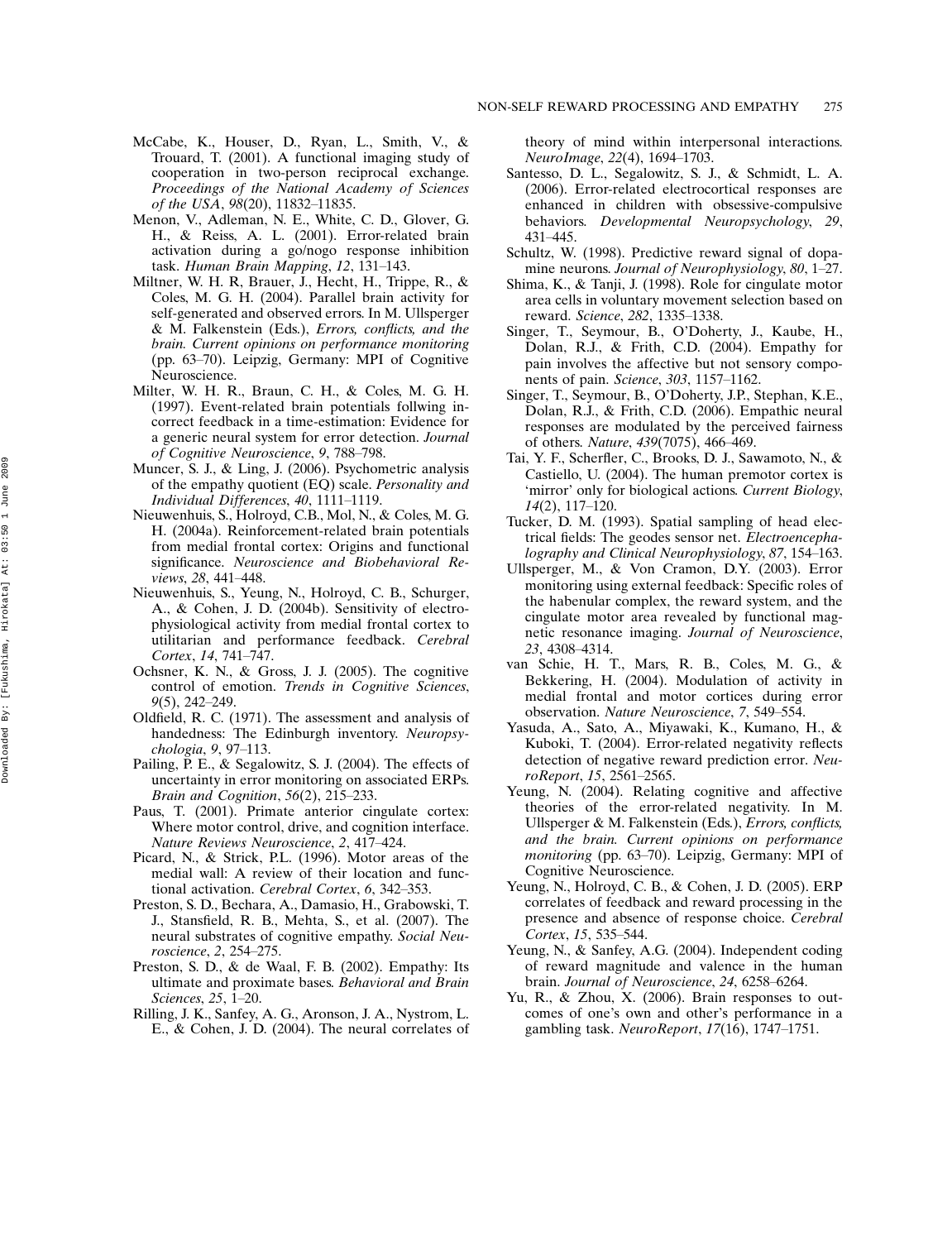McCabe, K., Houser, D., Ryan, L., Smith, V., & Trouard, T. (2001). A functional imaging study of cooperation in two-person reciprocal exchange. *Proceedings of the National Academy of Sciences of the USA*, *98*(20), 11832–11835.

Menon, V., Adleman, N. E., White, C. D., Glover, G. H., & Reiss, A. L. (2001). Error-related brain activation during a go/nogo response inhibition task. *Human Brain Mapping*, *12*, 131–143.

Miltner, W. H. R, Brauer, J., Hecht, H., Trippe, R., & Coles, M. G. H. (2004). Parallel brain activity for self-generated and observed errors. In M. Ullsperger & M. Falkenstein (Eds.), *Errors, conflicts, and the brain. Current opinions on performance monitoring* (pp. 63–70). Leipzig, Germany: MPI of Cognitive Neuroscience.

Milter, W. H. R., Braun, C. H., & Coles, M. G. H. (1997). Event-related brain potentials follwing incorrect feedback in a time-estimation: Evidence for a generic neural system for error detection. *Journal of Cognitive Neuroscience*, *9*, 788–798.

Muncer, S. J., & Ling, J. (2006). Psychometric analysis of the empathy quotient (EQ) scale. *Personality and Individual Differences*, *40*, 1111–1119.

Nieuwenhuis, S., Holroyd, C.B., Mol, N., & Coles, M. G. H. (2004a). Reinforcement-related brain potentials from medial frontal cortex: Origins and functional significance. *Neuroscience and Biobehavioral Reviews*, *28*, 441–448.

Nieuwenhuis, S., Yeung, N., Holroyd, C. B., Schurger, A., & Cohen, J. D. (2004b). Sensitivity of electrophysiological activity from medial frontal cortex to utilitarian and performance feedback. *Cerebral Cortex*, *14*, 741–747.

Ochsner, K. N., & Gross, J. J. (2005). The cognitive control of emotion. *Trends in Cognitive Sciences*, *9*(5), 242–249.

Oldfield, R. C. (1971). The assessment and analysis of handedness: The Edinburgh inventory. *Neuropsychologia*, *9*, 97–113.

Pailing, P. E., & Segalowitz, S. J. (2004). The effects of uncertainty in error monitoring on associated ERPs. *Brain and Cognition*, *56*(2), 215–233.

Paus, T. (2001). Primate anterior cingulate cortex: Where motor control, drive, and cognition interface. *Nature Reviews Neuroscience*, *2*, 417–424.

Picard, N., & Strick, P.L. (1996). Motor areas of the medial wall: A review of their location and functional activation. *Cerebral Cortex*, *6*, 342–353.

Preston, S. D., Bechara, A., Damasio, H., Grabowski, T. J., Stansfield, R. B., Mehta, S., et al. (2007). The neural substrates of cognitive empathy. *Social Neuroscience*, *2*, 254–275.

Preston, S. D., & de Waal, F. B. (2002). Empathy: Its ultimate and proximate bases. *Behavioral and Brain Sciences*, *25*, 1–20.

Rilling, J. K., Sanfey, A. G., Aronson, J. A., Nystrom, L. E., & Cohen, J. D. (2004). The neural correlates of theory of mind within interpersonal interactions. *NeuroImage*, *22*(4), 1694–1703.

Santesso, D. L., Segalowitz, S. J., & Schmidt, L. A. (2006). Error-related electrocortical responses are enhanced in children with obsessive-compulsive behaviors. *Developmental Neuropsychology*, *29*, 431–445.

Schultz, W. (1998). Predictive reward signal of dopamine neurons. *Journal of Neurophysiology*, *80*, 1–27.

Shima, K., & Tanji, J. (1998). Role for cingulate motor area cells in voluntary movement selection based on reward. *Science*, *282*, 1335–1338.

Singer, T., Seymour, B., O'Doherty, J., Kaube, H., Dolan, R.J., & Frith, C.D. (2004). Empathy for pain involves the affective but not sensory components of pain. *Science*, *303*, 1157–1162.

Singer, T., Seymour, B., O'Doherty, J.P., Stephan, K.E., Dolan, R.J., & Frith, C.D. (2006). Empathic neural responses are modulated by the perceived fairness of others. *Nature*, *439*(7075), 466–469.

Tai, Y. F., Scherfler, C., Brooks, D. J., Sawamoto, N., & Castiello, U. (2004). The human premotor cortex is 'mirror' only for biological actions. *Current Biology*, *14*(2), 117–120.

Tucker, D. M. (1993). Spatial sampling of head electrical fields: The geodes sensor net. *Electroencephalography and Clinical Neurophysiology*, *87*, 154–163.

Ullsperger, M., & Von Cramon, D.Y. (2003). Error monitoring using external feedback: Specific roles of the habenular complex, the reward system, and the cingulate motor area revealed by functional magnetic resonance imaging. *Journal of Neuroscience*, *23*, 4308–4314.

van Schie, H. T., Mars, R. B., Coles, M. G., & Bekkering, H. (2004). Modulation of activity in medial frontal and motor cortices during error observation. *Nature Neuroscience*, *7*, 549–554.

Yasuda, A., Sato, A., Miyawaki, K., Kumano, H., & Kuboki, T. (2004). Error-related negativity reflects detection of negative reward prediction error. *NeuroReport*, *15*, 2561–2565.

Yeung, N. (2004). Relating cognitive and affective theories of the error-related negativity. In M. Ullsperger & M. Falkenstein (Eds.), *Errors, conflicts, and the brain. Current opinions on performance monitoring* (pp. 63–70). Leipzig, Germany: MPI of Cognitive Neuroscience.

Yeung, N., Holroyd, C. B., & Cohen, J. D. (2005). ERP correlates of feedback and reward processing in the presence and absence of response choice. *Cerebral Cortex*, *15*, 535–544.

Yeung, N., & Sanfey, A.G. (2004). Independent coding of reward magnitude and valence in the human brain. *Journal of Neuroscience*, *24*, 6258–6264.

Yu, R., & Zhou, X. (2006). Brain responses to outcomes of one's own and other's performance in a gambling task. *NeuroReport*, *17*(16), 1747–1751.